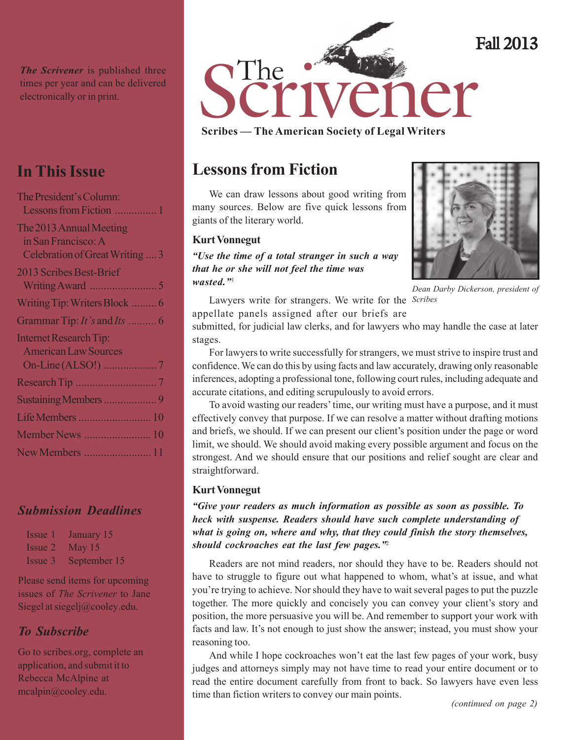# The Scrivener

Fall 2013

**Scribes — The American Society of Legal Writers**

*The Scrivener* is published three times per year and can be delivered electronically or in print.

## In This Issue

- The President's Column: Lessons from Fiction ............... 1
- The 2013 Annual Meeting in San Francisco: A Celebration of Great Writing .... 3
- 2013 Scribes Best-Brief Writing Award ........................ 5
- Writing Tip: Writers Block ......... 6
- Grammar Tip: *It's* and *Its* .......... 6
- Internet Research Tip: American Law Sources On-Line (ALSO!) ................... 7
- Research Tip ............................. 7
- Sustaining Members ................... 9
- Life Members .......................... 10
- Member News ........................ 10
- New Members ........................ 11

### *Submission Deadlines*

| | |
|---|---|
| Issue 1 | January 15 |
| Issue 2 | May 15 |
| Issue 3 | September 15 |

Please send items for upcoming issues of *The Scrivener* to Jane Siegel at siegelj@cooley.edu.

### *To Subscribe*

Go to scribes.org, complete an application, and submit it to Rebecca McAlpine at mcalpin@cooley.edu.

## Lessons from Fiction

We can draw lessons about good writing from many sources. Below are five quick lessons from giants of the literary world.

*Dean Darby Dickerson, president of Scribes*

### Kurt Vonnegut

***"Use the time of a total stranger in such a way that he or she will not feel the time was wasted."***[1]

Lawyers write for strangers. We write for the appellate panels assigned after our briefs are submitted, for judicial law clerks, and for lawyers who may handle the case at later stages.

For lawyers to write successfully for strangers, we must strive to inspire trust and confidence. We can do this by using facts and law accurately, drawing only reasonable inferences, adopting a professional tone, following court rules, including adequate and accurate citations, and editing scrupulously to avoid errors.

To avoid wasting our readers' time, our writing must have a purpose, and it must effectively convey that purpose. If we can resolve a matter without drafting motions and briefs, we should. If we can present our client's position under the page or word limit, we should. We should avoid making every possible argument and focus on the strongest. And we should ensure that our positions and relief sought are clear and straightforward.

### Kurt Vonnegut

***"Give your readers as much information as possible as soon as possible. To heck with suspense. Readers should have such complete understanding of what is going on, where and why, that they could finish the story themselves, should cockroaches eat the last few pages."***[2]

Readers are not mind readers, nor should they have to be. Readers should not have to struggle to figure out what happened to whom, what's at issue, and what you're trying to achieve. Nor should they have to wait several pages to put the puzzle together. The more quickly and concisely you can convey your client's story and position, the more persuasive you will be. And remember to support your work with facts and law. It's not enough to just show the answer; instead, you must show your reasoning too.

And while I hope cockroaches won't eat the last few pages of your work, busy judges and attorneys simply may not have time to read your entire document or to read the entire document carefully from front to back. So lawyers have even less time than fiction writers to convey our main points.

*(continued on page 2)*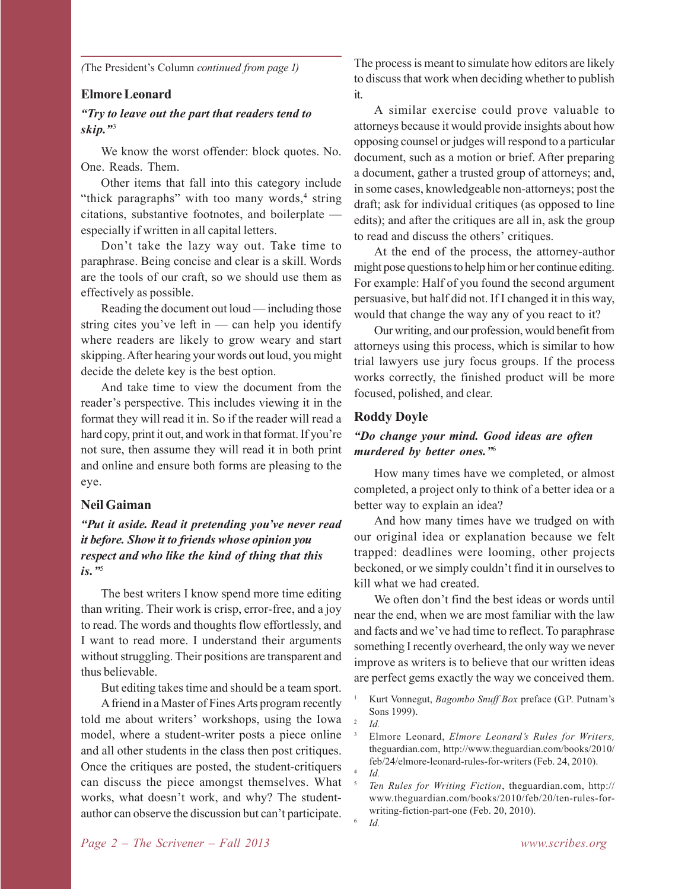*(*The President's Column *continued from page 1)*

### Elmore Leonard

***"Try to leave out the part that readers tend to skip."***[3]

We know the worst offender: block quotes. No. One. Reads. Them.

Other items that fall into this category include "thick paragraphs" with too many words,[4] string citations, substantive footnotes, and boilerplate — especially if written in all capital letters.

Don't take the lazy way out. Take time to paraphrase. Being concise and clear is a skill. Words are the tools of our craft, so we should use them as effectively as possible.

Reading the document out loud — including those string cites you've left in — can help you identify where readers are likely to grow weary and start skipping. After hearing your words out loud, you might decide the delete key is the best option.

And take time to view the document from the reader's perspective. This includes viewing it in the format they will read it in. So if the reader will read a hard copy, print it out, and work in that format. If you're not sure, then assume they will read it in both print and online and ensure both forms are pleasing to the eye.

### Neil Gaiman

***"Put it aside. Read it pretending you've never read it before. Show it to friends whose opinion you respect and who like the kind of thing that this is."***[5]

The best writers I know spend more time editing than writing. Their work is crisp, error-free, and a joy to read. The words and thoughts flow effortlessly, and I want to read more. I understand their arguments without struggling. Their positions are transparent and thus believable.

But editing takes time and should be a team sport.

A friend in a Master of Fines Arts program recently told me about writers' workshops, using the Iowa model, where a student-writer posts a piece online and all other students in the class then post critiques. Once the critiques are posted, the student-critiquers can discuss the piece amongst themselves. What works, what doesn't work, and why? The student-author can observe the discussion but can't participate. The process is meant to simulate how editors are likely to discuss that work when deciding whether to publish it.

A similar exercise could prove valuable to attorneys because it would provide insights about how opposing counsel or judges will respond to a particular document, such as a motion or brief. After preparing a document, gather a trusted group of attorneys; and, in some cases, knowledgeable non-attorneys; post the draft; ask for individual critiques (as opposed to line edits); and after the critiques are all in, ask the group to read and discuss the others' critiques.

At the end of the process, the attorney-author might pose questions to help him or her continue editing. For example: Half of you found the second argument persuasive, but half did not. If I changed it in this way, would that change the way any of you react to it?

Our writing, and our profession, would benefit from attorneys using this process, which is similar to how trial lawyers use jury focus groups. If the process works correctly, the finished product will be more focused, polished, and clear.

### Roddy Doyle

***"Do change your mind. Good ideas are often murdered by better ones."***[6]

How many times have we completed, or almost completed, a project only to think of a better idea or a better way to explain an idea?

And how many times have we trudged on with our original idea or explanation because we felt trapped: deadlines were looming, other projects beckoned, or we simply couldn't find it in ourselves to kill what we had created.

We often don't find the best ideas or words until near the end, when we are most familiar with the law and facts and we've had time to reflect. To paraphrase something I recently overheard, the only way we never improve as writers is to believe that our written ideas are perfect gems exactly the way we conceived them.

---

1. Kurt Vonnegut, *Bagombo Snuff Box* preface (G.P. Putnam's Sons 1999).
2. *Id.*
3. Elmore Leonard, *Elmore Leonard's Rules for Writers,* theguardian.com, http://www.theguardian.com/books/2010/feb/24/elmore-leonard-rules-for-writers (Feb. 24, 2010).
4. *Id.*
5. *Ten Rules for Writing Fiction*, theguardian.com, http://www.theguardian.com/books/2010/feb/20/ten-rules-for-writing-fiction-part-one (Feb. 20, 2010).
6. *Id.*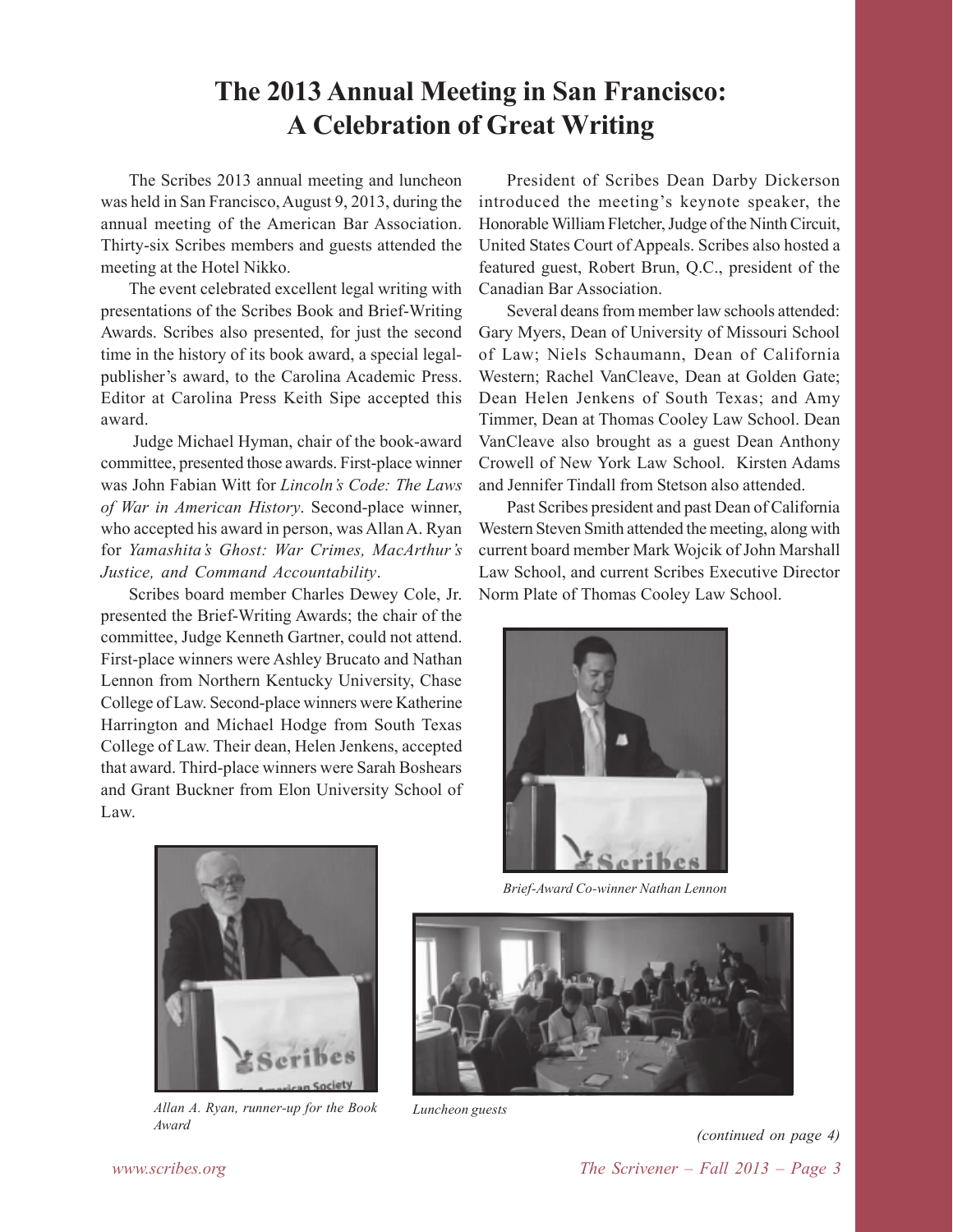# The 2013 Annual Meeting in San Francisco: A Celebration of Great Writing

The Scribes 2013 annual meeting and luncheon was held in San Francisco, August 9, 2013, during the annual meeting of the American Bar Association. Thirty-six Scribes members and guests attended the meeting at the Hotel Nikko.

The event celebrated excellent legal writing with presentations of the Scribes Book and Brief-Writing Awards. Scribes also presented, for just the second time in the history of its book award, a special legal-publisher's award, to the Carolina Academic Press. Editor at Carolina Press Keith Sipe accepted this award.

Judge Michael Hyman, chair of the book-award committee, presented those awards. First-place winner was John Fabian Witt for *Lincoln's Code: The Laws of War in American History*. Second-place winner, who accepted his award in person, was Allan A. Ryan for *Yamashita's Ghost: War Crimes, MacArthur's Justice, and Command Accountability*.

Scribes board member Charles Dewey Cole, Jr. presented the Brief-Writing Awards; the chair of the committee, Judge Kenneth Gartner, could not attend. First-place winners were Ashley Brucato and Nathan Lennon from Northern Kentucky University, Chase College of Law. Second-place winners were Katherine Harrington and Michael Hodge from South Texas College of Law. Their dean, Helen Jenkens, accepted that award. Third-place winners were Sarah Boshears and Grant Buckner from Elon University School of Law.

President of Scribes Dean Darby Dickerson introduced the meeting's keynote speaker, the Honorable William Fletcher, Judge of the Ninth Circuit, United States Court of Appeals. Scribes also hosted a featured guest, Robert Brun, Q.C., president of the Canadian Bar Association.

Several deans from member law schools attended: Gary Myers, Dean of University of Missouri School of Law; Niels Schaumann, Dean of California Western; Rachel VanCleave, Dean at Golden Gate; Dean Helen Jenkens of South Texas; and Amy Timmer, Dean at Thomas Cooley Law School. Dean VanCleave also brought as a guest Dean Anthony Crowell of New York Law School. Kirsten Adams and Jennifer Tindall from Stetson also attended.

Past Scribes president and past Dean of California Western Steven Smith attended the meeting, along with current board member Mark Wojcik of John Marshall Law School, and current Scribes Executive Director Norm Plate of Thomas Cooley Law School.

*Brief-Award Co-winner Nathan Lennon*

*Allan A. Ryan, runner-up for the Book Award*

*Luncheon guests*

*(continued on page 4)*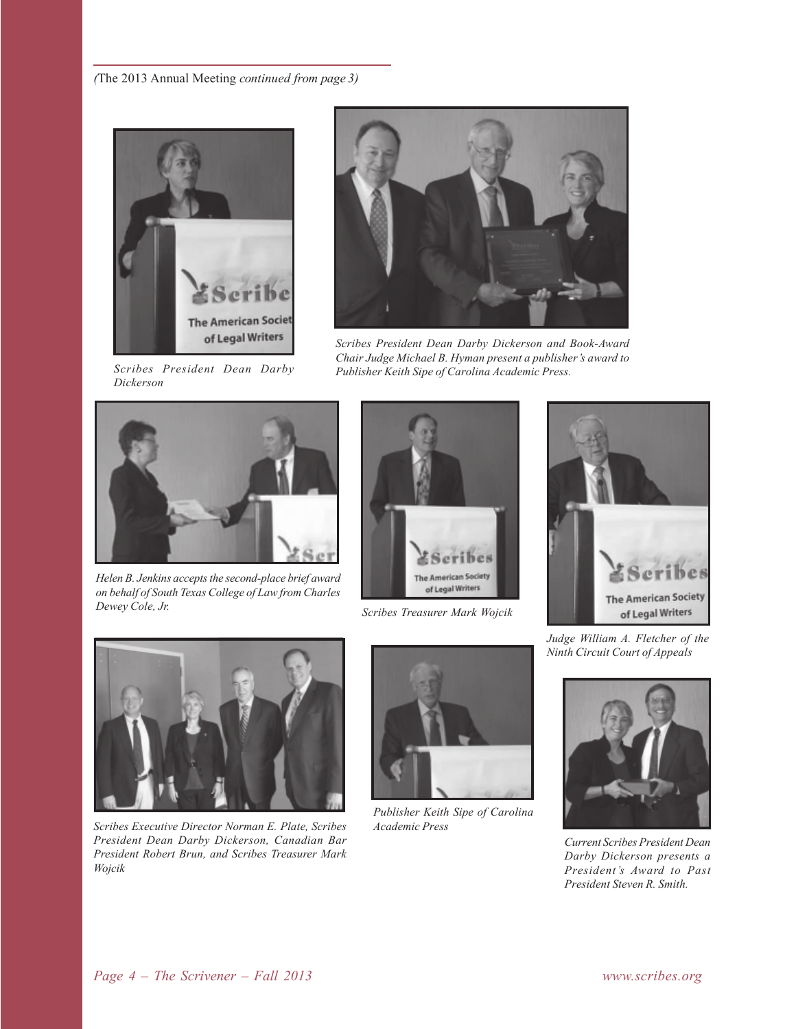*(*The 2013 Annual Meeting *continued from page 3)*

*Scribes President Dean Darby Dickerson*

*Scribes President Dean Darby Dickerson and Book-Award Chair Judge Michael B. Hyman present a publisher's award to Publisher Keith Sipe of Carolina Academic Press.*

*Helen B. Jenkins accepts the second-place brief award on behalf of South Texas College of Law from Charles Dewey Cole, Jr.*

*Scribes Treasurer Mark Wojcik*

*Judge William A. Fletcher of the Ninth Circuit Court of Appeals*

*Scribes Executive Director Norman E. Plate, Scribes President Dean Darby Dickerson, Canadian Bar President Robert Brun, and Scribes Treasurer Mark Wojcik*

*Publisher Keith Sipe of Carolina Academic Press*

*Current Scribes President Dean Darby Dickerson presents a President's Award to Past President Steven R. Smith.*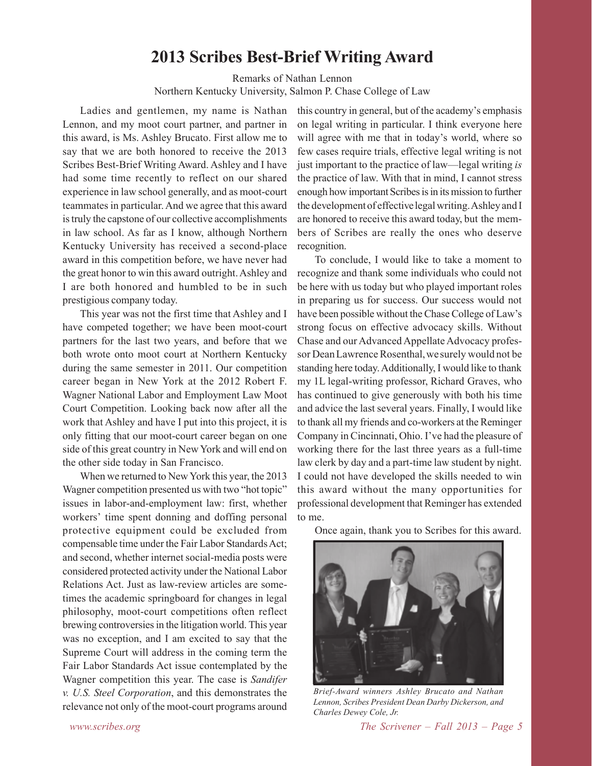# 2013 Scribes Best-Brief Writing Award

Remarks of Nathan Lennon
Northern Kentucky University, Salmon P. Chase College of Law

Ladies and gentlemen, my name is Nathan Lennon, and my moot court partner, and partner in this award, is Ms. Ashley Brucato. First allow me to say that we are both honored to receive the 2013 Scribes Best-Brief Writing Award. Ashley and I have had some time recently to reflect on our shared experience in law school generally, and as moot-court teammates in particular. And we agree that this award is truly the capstone of our collective accomplishments in law school. As far as I know, although Northern Kentucky University has received a second-place award in this competition before, we have never had the great honor to win this award outright. Ashley and I are both honored and humbled to be in such prestigious company today.

This year was not the first time that Ashley and I have competed together; we have been moot-court partners for the last two years, and before that we both wrote onto moot court at Northern Kentucky during the same semester in 2011. Our competition career began in New York at the 2012 Robert F. Wagner National Labor and Employment Law Moot Court Competition. Looking back now after all the work that Ashley and have I put into this project, it is only fitting that our moot-court career began on one side of this great country in New York and will end on the other side today in San Francisco.

When we returned to New York this year, the 2013 Wagner competition presented us with two "hot topic" issues in labor-and-employment law: first, whether workers' time spent donning and doffing personal protective equipment could be excluded from compensable time under the Fair Labor Standards Act; and second, whether internet social-media posts were considered protected activity under the National Labor Relations Act. Just as law-review articles are sometimes the academic springboard for changes in legal philosophy, moot-court competitions often reflect brewing controversies in the litigation world. This year was no exception, and I am excited to say that the Supreme Court will address in the coming term the Fair Labor Standards Act issue contemplated by the Wagner competition this year. The case is *Sandifer v. U.S. Steel Corporation*, and this demonstrates the relevance not only of the moot-court programs around this country in general, but of the academy's emphasis on legal writing in particular. I think everyone here will agree with me that in today's world, where so few cases require trials, effective legal writing is not just important to the practice of law—legal writing *is* the practice of law. With that in mind, I cannot stress enough how important Scribes is in its mission to further the development of effective legal writing. Ashley and I are honored to receive this award today, but the members of Scribes are really the ones who deserve recognition.

To conclude, I would like to take a moment to recognize and thank some individuals who could not be here with us today but who played important roles in preparing us for success. Our success would not have been possible without the Chase College of Law's strong focus on effective advocacy skills. Without Chase and our Advanced Appellate Advocacy professor Dean Lawrence Rosenthal, we surely would not be standing here today. Additionally, I would like to thank my 1L legal-writing professor, Richard Graves, who has continued to give generously with both his time and advice the last several years. Finally, I would like to thank all my friends and co-workers at the Reminger Company in Cincinnati, Ohio. I've had the pleasure of working there for the last three years as a full-time law clerk by day and a part-time law student by night. I could not have developed the skills needed to win this award without the many opportunities for professional development that Reminger has extended to me.

Once again, thank you to Scribes for this award.

*Brief-Award winners Ashley Brucato and Nathan Lennon, Scribes President Dean Darby Dickerson, and Charles Dewey Cole, Jr.*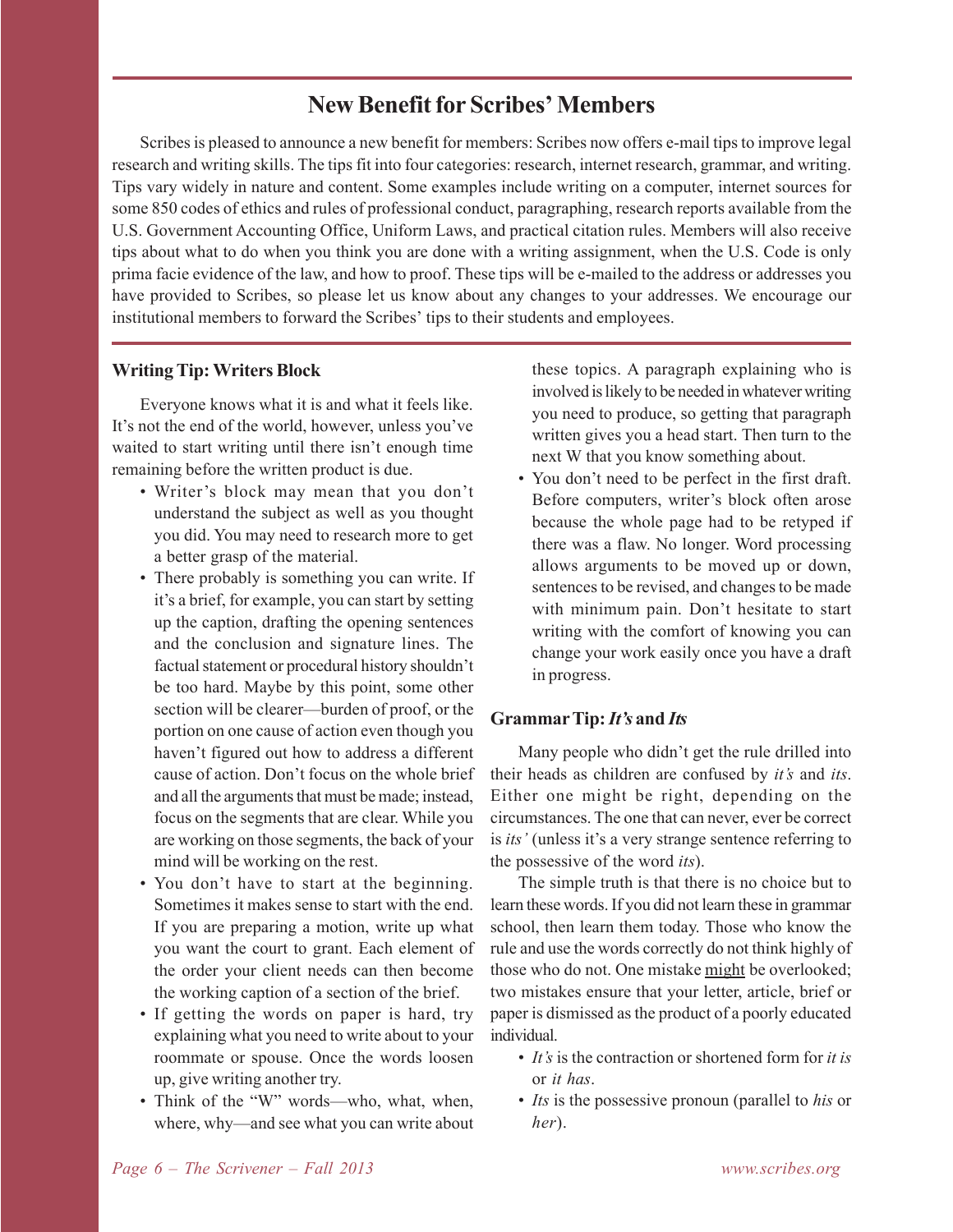## New Benefit for Scribes' Members

Scribes is pleased to announce a new benefit for members: Scribes now offers e-mail tips to improve legal research and writing skills. The tips fit into four categories: research, internet research, grammar, and writing. Tips vary widely in nature and content. Some examples include writing on a computer, internet sources for some 850 codes of ethics and rules of professional conduct, paragraphing, research reports available from the U.S. Government Accounting Office, Uniform Laws, and practical citation rules. Members will also receive tips about what to do when you think you are done with a writing assignment, when the U.S. Code is only prima facie evidence of the law, and how to proof. These tips will be e-mailed to the address or addresses you have provided to Scribes, so please let us know about any changes to your addresses. We encourage our institutional members to forward the Scribes' tips to their students and employees.

### Writing Tip: Writers Block

Everyone knows what it is and what it feels like. It's not the end of the world, however, unless you've waited to start writing until there isn't enough time remaining before the written product is due.

- Writer's block may mean that you don't understand the subject as well as you thought you did. You may need to research more to get a better grasp of the material.
- There probably is something you can write. If it's a brief, for example, you can start by setting up the caption, drafting the opening sentences and the conclusion and signature lines. The factual statement or procedural history shouldn't be too hard. Maybe by this point, some other section will be clearer—burden of proof, or the portion on one cause of action even though you haven't figured out how to address a different cause of action. Don't focus on the whole brief and all the arguments that must be made; instead, focus on the segments that are clear. While you are working on those segments, the back of your mind will be working on the rest.
- You don't have to start at the beginning. Sometimes it makes sense to start with the end. If you are preparing a motion, write up what you want the court to grant. Each element of the order your client needs can then become the working caption of a section of the brief.
- If getting the words on paper is hard, try explaining what you need to write about to your roommate or spouse. Once the words loosen up, give writing another try.
- Think of the "W" words—who, what, when, where, why—and see what you can write about these topics. A paragraph explaining who is involved is likely to be needed in whatever writing you need to produce, so getting that paragraph written gives you a head start. Then turn to the next W that you know something about.
- You don't need to be perfect in the first draft. Before computers, writer's block often arose because the whole page had to be retyped if there was a flaw. No longer. Word processing allows arguments to be moved up or down, sentences to be revised, and changes to be made with minimum pain. Don't hesitate to start writing with the comfort of knowing you can change your work easily once you have a draft in progress.

### Grammar Tip: *It's* and *Its*

Many people who didn't get the rule drilled into their heads as children are confused by *it's* and *its*. Either one might be right, depending on the circumstances. The one that can never, ever be correct is *its'* (unless it's a very strange sentence referring to the possessive of the word *its*).

The simple truth is that there is no choice but to learn these words. If you did not learn these in grammar school, then learn them today. Those who know the rule and use the words correctly do not think highly of those who do not. One mistake <u>might</u> be overlooked; two mistakes ensure that your letter, article, brief or paper is dismissed as the product of a poorly educated individual.

- *It's* is the contraction or shortened form for *it is* or *it has*.
- *Its* is the possessive pronoun (parallel to *his* or *her*).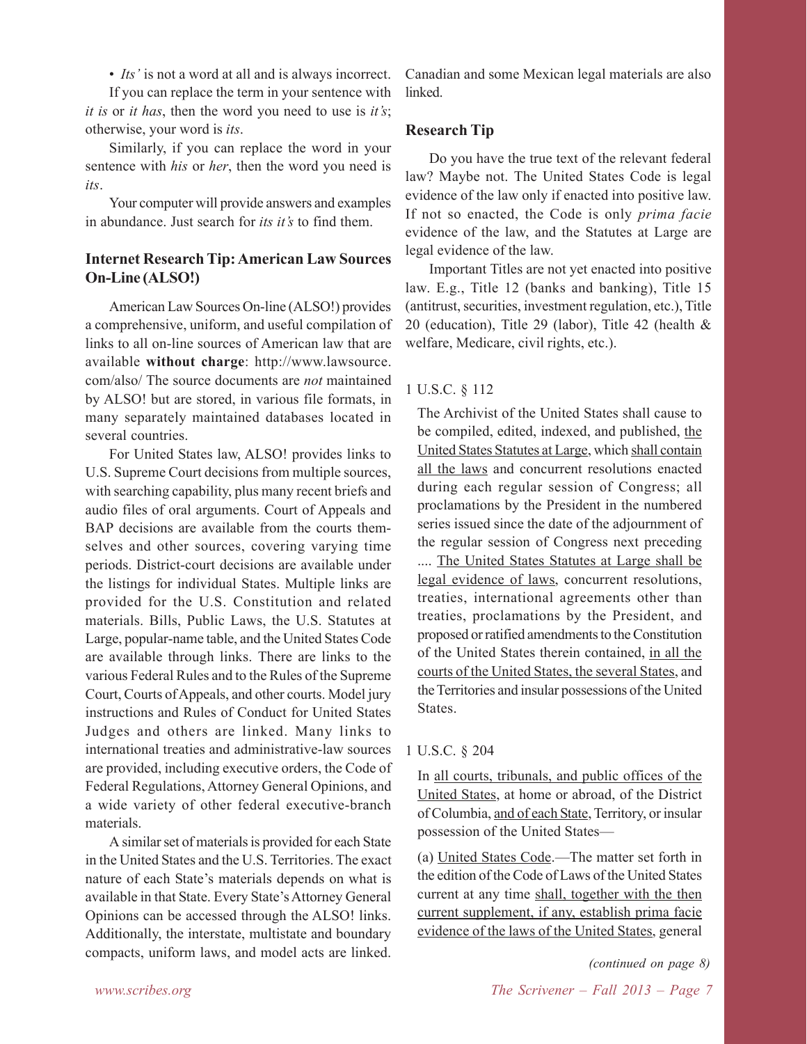• *Its'* is not a word at all and is always incorrect.

If you can replace the term in your sentence with *it is* or *it has*, then the word you need to use is *it's*; otherwise, your word is *its*.

Similarly, if you can replace the word in your sentence with *his* or *her*, then the word you need is *its*.

Your computer will provide answers and examples in abundance. Just search for *its it's* to find them.

### Internet Research Tip: American Law Sources On-Line (ALSO!)

American Law Sources On-line (ALSO!) provides a comprehensive, uniform, and useful compilation of links to all on-line sources of American law that are available **without charge**: http://www.lawsource.com/also/ The source documents are *not* maintained by ALSO! but are stored, in various file formats, in many separately maintained databases located in several countries.

For United States law, ALSO! provides links to U.S. Supreme Court decisions from multiple sources, with searching capability, plus many recent briefs and audio files of oral arguments. Court of Appeals and BAP decisions are available from the courts themselves and other sources, covering varying time periods. District-court decisions are available under the listings for individual States. Multiple links are provided for the U.S. Constitution and related materials. Bills, Public Laws, the U.S. Statutes at Large, popular-name table, and the United States Code are available through links. There are links to the various Federal Rules and to the Rules of the Supreme Court, Courts of Appeals, and other courts. Model jury instructions and Rules of Conduct for United States Judges and others are linked. Many links to international treaties and administrative-law sources are provided, including executive orders, the Code of Federal Regulations, Attorney General Opinions, and a wide variety of other federal executive-branch materials.

A similar set of materials is provided for each State in the United States and the U.S. Territories. The exact nature of each State's materials depends on what is available in that State. Every State's Attorney General Opinions can be accessed through the ALSO! links. Additionally, the interstate, multistate and boundary compacts, uniform laws, and model acts are linked. Canadian and some Mexican legal materials are also linked.

### Research Tip

Do you have the true text of the relevant federal law? Maybe not. The United States Code is legal evidence of the law only if enacted into positive law. If not so enacted, the Code is only *prima facie* evidence of the law, and the Statutes at Large are legal evidence of the law.

Important Titles are not yet enacted into positive law. E.g., Title 12 (banks and banking), Title 15 (antitrust, securities, investment regulation, etc.), Title 20 (education), Title 29 (labor), Title 42 (health & welfare, Medicare, civil rights, etc.).

1 U.S.C. § 112

> The Archivist of the United States shall cause to be compiled, edited, indexed, and published, <u>the United States Statutes at Large</u>, which <u>shall contain all the laws</u> and concurrent resolutions enacted during each regular session of Congress; all proclamations by the President in the numbered series issued since the date of the adjournment of the regular session of Congress next preceding .... <u>The United States Statutes at Large shall be legal evidence of laws</u>, concurrent resolutions, treaties, international agreements other than treaties, proclamations by the President, and proposed or ratified amendments to the Constitution of the United States therein contained, <u>in all the courts of the United States, the several States</u>, and the Territories and insular possessions of the United States.

1 U.S.C. § 204

> In <u>all courts, tribunals, and public offices of the United States</u>, at home or abroad, of the District of Columbia, <u>and of each State</u>, Territory, or insular possession of the United States—
>
> (a) <u>United States Code</u>.—The matter set forth in the edition of the Code of Laws of the United States current at any time <u>shall, together with the then current supplement, if any, establish prima facie evidence of the laws of the United States</u>, general

*(continued on page 8)*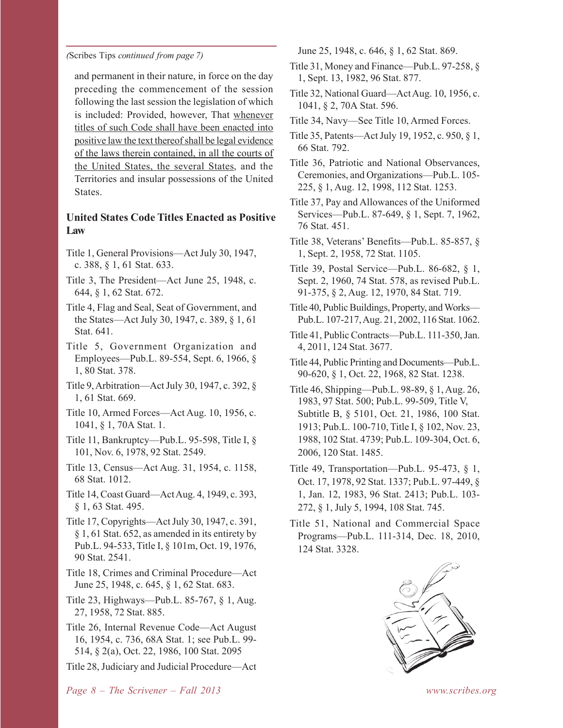*(Scribes Tips continued from page 7)*

and permanent in their nature, in force on the day preceding the commencement of the session following the last session the legislation of which is included: Provided, however, That <u>whenever titles of such Code shall have been enacted into positive law the text thereof shall be legal evidence of the laws therein contained, in all the courts of the United States, the several States</u>, and the Territories and insular possessions of the United States.

### United States Code Titles Enacted as Positive Law

Title 1, General Provisions—Act July 30, 1947, c. 388, § 1, 61 Stat. 633.

Title 3, The President—Act June 25, 1948, c. 644, § 1, 62 Stat. 672.

Title 4, Flag and Seal, Seat of Government, and the States—Act July 30, 1947, c. 389, § 1, 61 Stat. 641.

Title 5, Government Organization and Employees—Pub.L. 89-554, Sept. 6, 1966, § 1, 80 Stat. 378.

Title 9, Arbitration—Act July 30, 1947, c. 392, § 1, 61 Stat. 669.

Title 10, Armed Forces—Act Aug. 10, 1956, c. 1041, § 1, 70A Stat. 1.

Title 11, Bankruptcy—Pub.L. 95-598, Title I, § 101, Nov. 6, 1978, 92 Stat. 2549.

Title 13, Census—Act Aug. 31, 1954, c. 1158, 68 Stat. 1012.

Title 14, Coast Guard—Act Aug. 4, 1949, c. 393, § 1, 63 Stat. 495.

Title 17, Copyrights—Act July 30, 1947, c. 391, § 1, 61 Stat. 652, as amended in its entirety by Pub.L. 94-533, Title I, § 101m, Oct. 19, 1976, 90 Stat. 2541.

Title 18, Crimes and Criminal Procedure—Act June 25, 1948, c. 645, § 1, 62 Stat. 683.

Title 23, Highways—Pub.L. 85-767, § 1, Aug. 27, 1958, 72 Stat. 885.

Title 26, Internal Revenue Code—Act August 16, 1954, c. 736, 68A Stat. 1; see Pub.L. 99-514, § 2(a), Oct. 22, 1986, 100 Stat. 2095

Title 28, Judiciary and Judicial Procedure—Act June 25, 1948, c. 646, § 1, 62 Stat. 869.

Title 31, Money and Finance—Pub.L. 97-258, § 1, Sept. 13, 1982, 96 Stat. 877.

Title 32, National Guard—Act Aug. 10, 1956, c. 1041, § 2, 70A Stat. 596.

Title 34, Navy—See Title 10, Armed Forces.

Title 35, Patents—Act July 19, 1952, c. 950, § 1, 66 Stat. 792.

Title 36, Patriotic and National Observances, Ceremonies, and Organizations—Pub.L. 105-225, § 1, Aug. 12, 1998, 112 Stat. 1253.

Title 37, Pay and Allowances of the Uniformed Services—Pub.L. 87-649, § 1, Sept. 7, 1962, 76 Stat. 451.

Title 38, Veterans' Benefits—Pub.L. 85-857, § 1, Sept. 2, 1958, 72 Stat. 1105.

Title 39, Postal Service—Pub.L. 86-682, § 1, Sept. 2, 1960, 74 Stat. 578, as revised Pub.L. 91-375, § 2, Aug. 12, 1970, 84 Stat. 719.

Title 40, Public Buildings, Property, and Works—Pub.L. 107-217, Aug. 21, 2002, 116 Stat. 1062.

Title 41, Public Contracts—Pub.L. 111-350, Jan. 4, 2011, 124 Stat. 3677.

Title 44, Public Printing and Documents—Pub.L. 90-620, § 1, Oct. 22, 1968, 82 Stat. 1238.

Title 46, Shipping—Pub.L. 98-89, § 1, Aug. 26, 1983, 97 Stat. 500; Pub.L. 99-509, Title V, Subtitle B, § 5101, Oct. 21, 1986, 100 Stat. 1913; Pub.L. 100-710, Title I, § 102, Nov. 23, 1988, 102 Stat. 4739; Pub.L. 109-304, Oct. 6, 2006, 120 Stat. 1485.

Title 49, Transportation—Pub.L. 95-473, § 1, Oct. 17, 1978, 92 Stat. 1337; Pub.L. 97-449, § 1, Jan. 12, 1983, 96 Stat. 2413; Pub.L. 103-272, § 1, July 5, 1994, 108 Stat. 745.

Title 51, National and Commercial Space Programs—Pub.L. 111-314, Dec. 18, 2010, 124 Stat. 3328.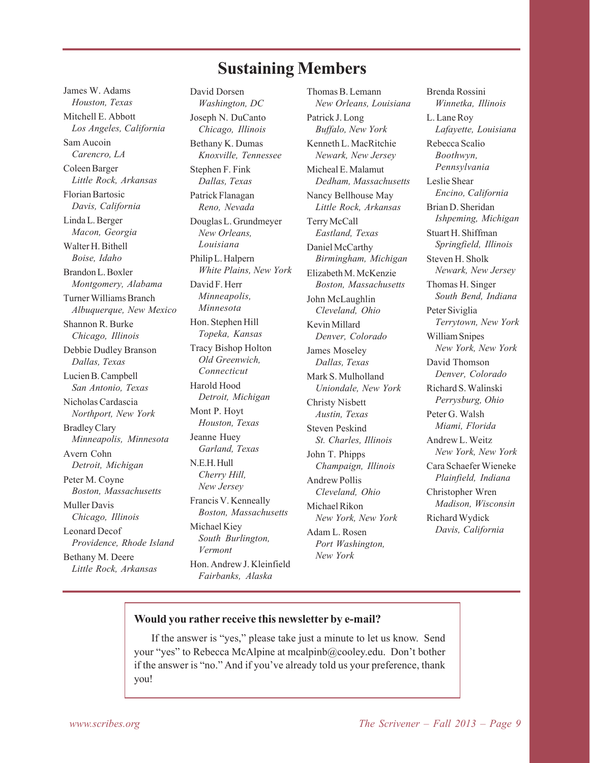# Sustaining Members

James W. Adams
*Houston, Texas*

Mitchell E. Abbott
*Los Angeles, California*

Sam Aucoin
*Carencro, LA*

Coleen Barger
*Little Rock, Arkansas*

Florian Bartosic
*Davis, California*

Linda L. Berger
*Macon, Georgia*

Walter H. Bithell
*Boise, Idaho*

Brandon L. Boxler
*Montgomery, Alabama*

Turner Williams Branch
*Albuquerque, New Mexico*

Shannon R. Burke
*Chicago, Illinois*

Debbie Dudley Branson
*Dallas, Texas*

Lucien B. Campbell
*San Antonio, Texas*

Nicholas Cardascia
*Northport, New York*

Bradley Clary
*Minneapolis, Minnesota*

Avern Cohn
*Detroit, Michigan*

Peter M. Coyne
*Boston, Massachusetts*

Muller Davis
*Chicago, Illinois*

Leonard Decof
*Providence, Rhode Island*

Bethany M. Deere
*Little Rock, Arkansas*

David Dorsen
*Washington, DC*

Joseph N. DuCanto
*Chicago, Illinois*

Bethany K. Dumas
*Knoxville, Tennessee*

Stephen F. Fink
*Dallas, Texas*

Patrick Flanagan
*Reno, Nevada*

Douglas L. Grundmeyer
*New Orleans, Louisiana*

Philip L. Halpern
*White Plains, New York*

David F. Herr
*Minneapolis, Minnesota*

Hon. Stephen Hill
*Topeka, Kansas*

Tracy Bishop Holton
*Old Greenwich, Connecticut*

Harold Hood
*Detroit, Michigan*

Mont P. Hoyt
*Houston, Texas*

Jeanne Huey
*Garland, Texas*

N.E.H. Hull
*Cherry Hill, New Jersey*

Francis V. Kenneally
*Boston, Massachusetts*

Michael Kiey
*South Burlington, Vermont*

Hon. Andrew J. Kleinfield
*Fairbanks, Alaska*

Thomas B. Lemann
*New Orleans, Louisiana*

Patrick J. Long
*Buffalo, New York*

Kenneth L. MacRitchie
*Newark, New Jersey*

Micheal E. Malamut
*Dedham, Massachusetts*

Nancy Bellhouse May
*Little Rock, Arkansas*

Terry McCall
*Eastland, Texas*

Daniel McCarthy
*Birmingham, Michigan*

Elizabeth M. McKenzie
*Boston, Massachusetts*

John McLaughlin
*Cleveland, Ohio*

Kevin Millard
*Denver, Colorado*

James Moseley
*Dallas, Texas*

Mark S. Mulholland
*Uniondale, New York*

Christy Nisbett
*Austin, Texas*

Steven Peskind
*St. Charles, Illinois*

John T. Phipps
*Champaign, Illinois*

Andrew Pollis
*Cleveland, Ohio*

Michael Rikon
*New York, New York*

Adam L. Rosen
*Port Washington, New York*

Brenda Rossini
*Winnetka, Illinois*

L. Lane Roy
*Lafayette, Louisiana*

Rebecca Scalio
*Boothwyn, Pennsylvania*

Leslie Shear
*Encino, California*

Brian D. Sheridan
*Ishpeming, Michigan*

Stuart H. Shiffman
*Springfield, Illinois*

Steven H. Sholk
*Newark, New Jersey*

Thomas H. Singer
*South Bend, Indiana*

Peter Siviglia
*Terrytown, New York*

William Snipes
*New York, New York*

David Thomson
*Denver, Colorado*

Richard S. Walinski
*Perrysburg, Ohio*

Peter G. Walsh
*Miami, Florida*

Andrew L. Weitz
*New York, New York*

Cara Schaefer Wieneke
*Plainfield, Indiana*

Christopher Wren
*Madison, Wisconsin*

Richard Wydick
*Davis, California*

**Would you rather receive this newsletter by e-mail?**

If the answer is "yes," please take just a minute to let us know. Send your "yes" to Rebecca McAlpine at mcalpinb@cooley.edu. Don't bother if the answer is "no." And if you've already told us your preference, thank you!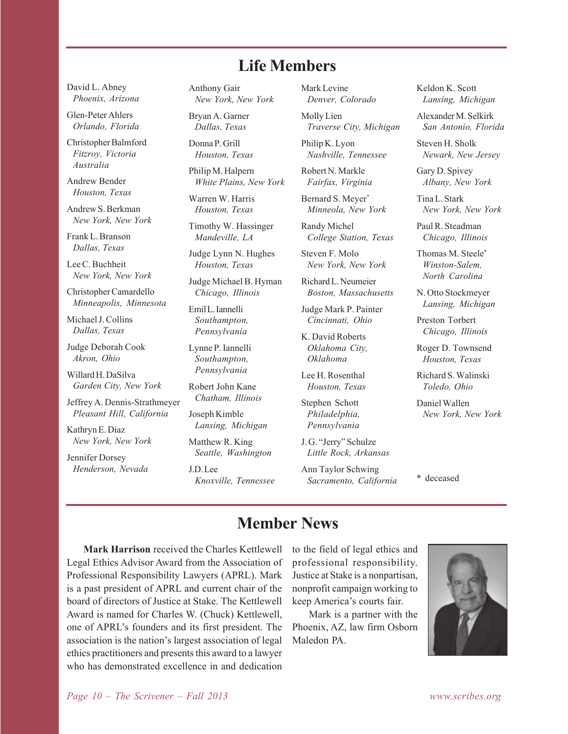# Life Members

David L. Abney
*Phoenix, Arizona*

Glen-Peter Ahlers
*Orlando, Florida*

Christopher Balmford
*Fitzroy, Victoria Australia*

Andrew Bender
*Houston, Texas*

Andrew S. Berkman
*New York, New York*

Frank L. Branson
*Dallas, Texas*

Lee C. Buchheit
*New York, New York*

Christopher Camardello
*Minneapolis, Minnesota*

Michael J. Collins
*Dallas, Texas*

Judge Deborah Cook
*Akron, Ohio*

Willard H. DaSilva
*Garden City, New York*

Jeffrey A. Dennis-Strathmeyer
*Pleasant Hill, California*

Kathryn E. Diaz
*New York, New York*

Jennifer Dorsey
*Henderson, Nevada*

Anthony Gair
*New York, New York*

Bryan A. Garner
*Dallas, Texas*

Donna P. Grill
*Houston, Texas*

Philip M. Halpern
*White Plains, New York*

Warren W. Harris
*Houston, Texas*

Timothy W. Hassinger
*Mandeville, LA*

Judge Lynn N. Hughes
*Houston, Texas*

Judge Michael B. Hyman
*Chicago, Illinois*

Emil L. Iannelli
*Southampton, Pennsylvania*

Lynne P. Iannelli
*Southampton, Pennsylvania*

Robert John Kane
*Chatham, Illinois*

Joseph Kimble
*Lansing, Michigan*

Matthew R. King
*Seattle, Washington*

J.D. Lee
*Knoxville, Tennessee*

Mark Levine
*Denver, Colorado*

Molly Lien
*Traverse City, Michigan*

Philip K. Lyon
*Nashville, Tennessee*

Robert N. Markle
*Fairfax, Virginia*

Bernard S. Meyer*
*Minneola, New York*

Randy Michel
*College Station, Texas*

Steven F. Molo
*New York, New York*

Richard L. Neumeier
*Boston, Massachusetts*

Judge Mark P. Painter
*Cincinnati, Ohio*

K. David Roberts
*Oklahoma City, Oklahoma*

Lee H. Rosenthal
*Houston, Texas*

Stephen Schott
*Philadelphia, Pennsylvania*

J. G. "Jerry" Schulze
*Little Rock, Arkansas*

Ann Taylor Schwing
*Sacramento, California*

Keldon K. Scott
*Lansing, Michigan*

Alexander M. Selkirk
*San Antonio, Florida*

Steven H. Sholk
*Newark, New Jersey*

Gary D. Spivey
*Albany, New York*

Tina L. Stark
*New York, New York*

Paul R. Steadman
*Chicago, Illinois*

Thomas M. Steele*
*Winston-Salem, North Carolina*

N. Otto Stockmeyer
*Lansing, Michigan*

Preston Torbert
*Chicago, Illinois*

Roger D. Townsend
*Houston, Texas*

Richard S. Walinski
*Toledo, Ohio*

Daniel Wallen
*New York, New York*

\* deceased

# Member News

**Mark Harrison** received the Charles Kettlewell Legal Ethics Advisor Award from the Association of Professional Responsibility Lawyers (APRL). Mark is a past president of APRL and current chair of the board of directors of Justice at Stake. The Kettlewell Award is named for Charles W. (Chuck) Kettlewell, one of APRL's founders and its first president. The association is the nation's largest association of legal ethics practitioners and presents this award to a lawyer who has demonstrated excellence in and dedication to the field of legal ethics and professional responsibility. Justice at Stake is a nonpartisan, nonprofit campaign working to keep America's courts fair.

Mark is a partner with the Phoenix, AZ, law firm Osborn Maledon PA.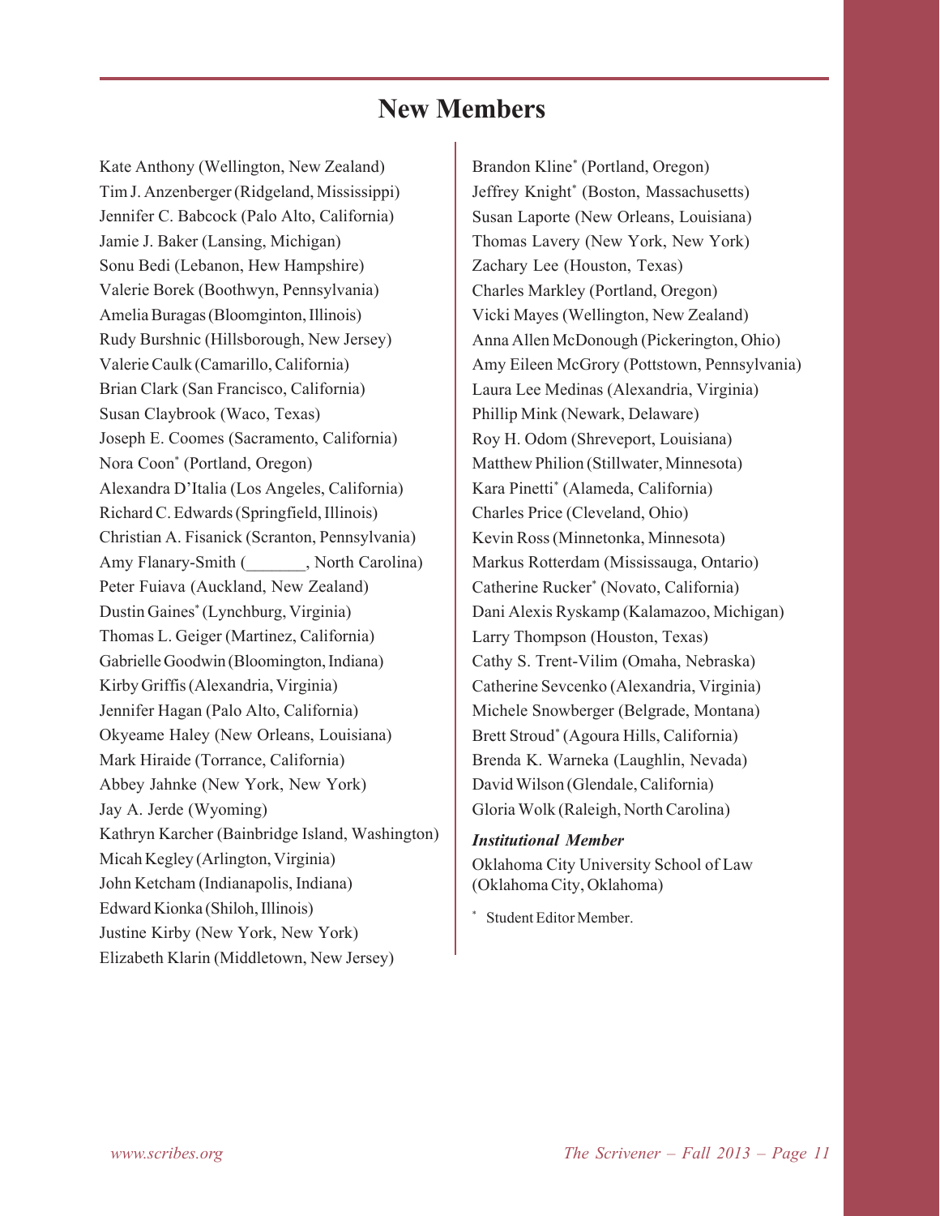# New Members

Kate Anthony (Wellington, New Zealand)
Tim J. Anzenberger (Ridgeland, Mississippi)
Jennifer C. Babcock (Palo Alto, California)
Jamie J. Baker (Lansing, Michigan)
Sonu Bedi (Lebanon, Hew Hampshire)
Valerie Borek (Boothwyn, Pennsylvania)
Amelia Buragas (Bloomginton, Illinois)
Rudy Burshnic (Hillsborough, New Jersey)
Valerie Caulk (Camarillo, California)
Brian Clark (San Francisco, California)
Susan Claybrook (Waco, Texas)
Joseph E. Coomes (Sacramento, California)
Nora Coon* (Portland, Oregon)
Alexandra D'Italia (Los Angeles, California)
Richard C. Edwards (Springfield, Illinois)
Christian A. Fisanick (Scranton, Pennsylvania)
Amy Flanary-Smith (_______, North Carolina)
Peter Fuiava (Auckland, New Zealand)
Dustin Gaines* (Lynchburg, Virginia)
Thomas L. Geiger (Martinez, California)
Gabrielle Goodwin (Bloomington, Indiana)
Kirby Griffis (Alexandria, Virginia)
Jennifer Hagan (Palo Alto, California)
Okyeame Haley (New Orleans, Louisiana)
Mark Hiraide (Torrance, California)
Abbey Jahnke (New York, New York)
Jay A. Jerde (Wyoming)
Kathryn Karcher (Bainbridge Island, Washington)
Micah Kegley (Arlington, Virginia)
John Ketcham (Indianapolis, Indiana)
Edward Kionka (Shiloh, Illinois)
Justine Kirby (New York, New York)
Elizabeth Klarin (Middletown, New Jersey)
Brandon Kline* (Portland, Oregon)
Jeffrey Knight* (Boston, Massachusetts)
Susan Laporte (New Orleans, Louisiana)
Thomas Lavery (New York, New York)
Zachary Lee (Houston, Texas)
Charles Markley (Portland, Oregon)
Vicki Mayes (Wellington, New Zealand)
Anna Allen McDonough (Pickerington, Ohio)
Amy Eileen McGrory (Pottstown, Pennsylvania)
Laura Lee Medinas (Alexandria, Virginia)
Phillip Mink (Newark, Delaware)
Roy H. Odom (Shreveport, Louisiana)
Matthew Philion (Stillwater, Minnesota)
Kara Pinetti* (Alameda, California)
Charles Price (Cleveland, Ohio)
Kevin Ross (Minnetonka, Minnesota)
Markus Rotterdam (Mississauga, Ontario)
Catherine Rucker* (Novato, California)
Dani Alexis Ryskamp (Kalamazoo, Michigan)
Larry Thompson (Houston, Texas)
Cathy S. Trent-Vilim (Omaha, Nebraska)
Catherine Sevcenko (Alexandria, Virginia)
Michele Snowberger (Belgrade, Montana)
Brett Stroud* (Agoura Hills, California)
Brenda K. Warneka (Laughlin, Nevada)
David Wilson (Glendale, California)
Gloria Wolk (Raleigh, North Carolina)

***Institutional Member***

Oklahoma City University School of Law (Oklahoma City, Oklahoma)

\* Student Editor Member.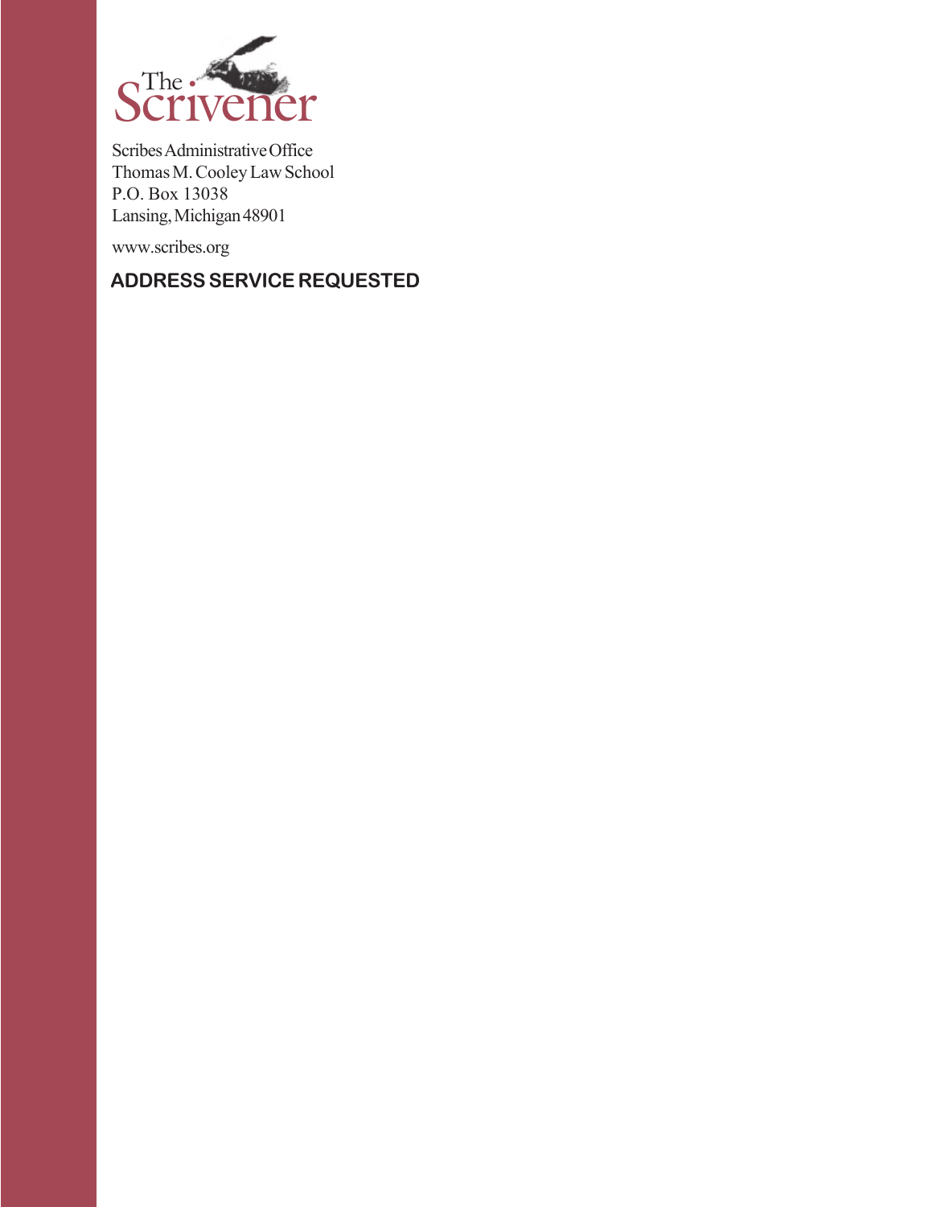The Scrivener

Scribes Administrative Office
Thomas M. Cooley Law School
P.O. Box 13038
Lansing, Michigan 48901

www.scribes.org

**ADDRESS SERVICE REQUESTED**